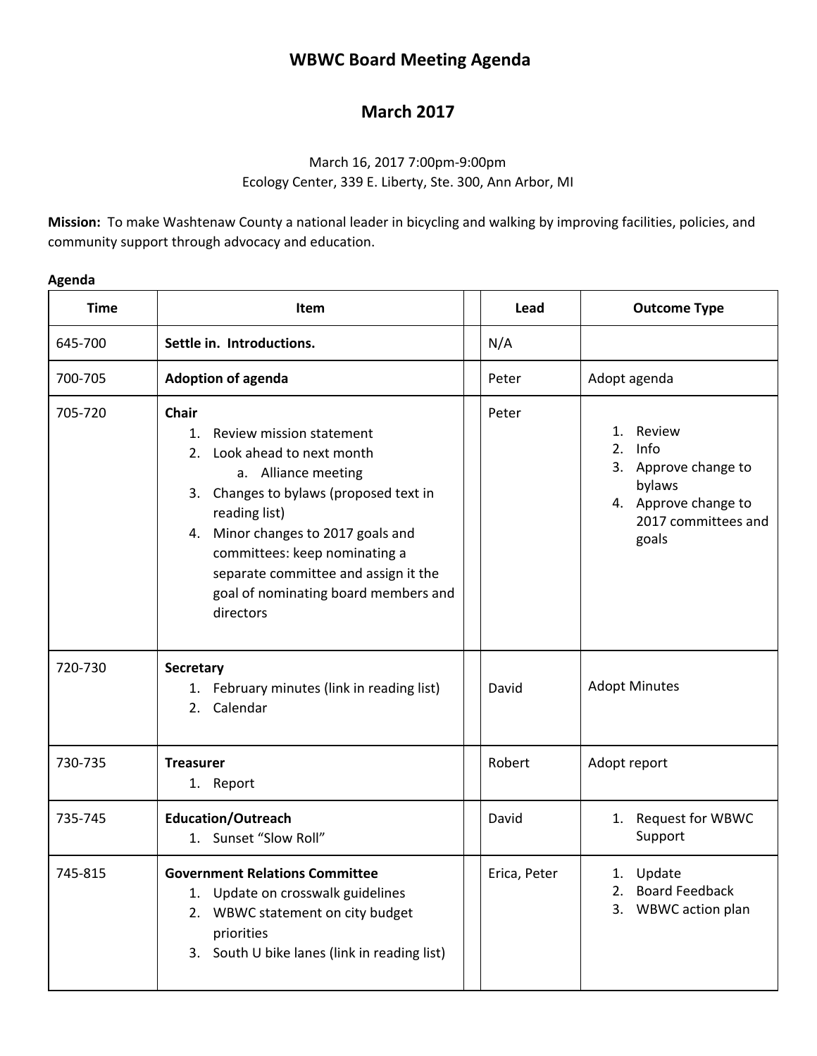# WBWC Board Meeting Agenda

## March 2017

March 16, 2017 7:00pm-9:00pm
Ecology Center, 339 E. Liberty, Ste. 300, Ann Arbor, MI

**Mission:** To make Washtenaw County a national leader in bicycling and walking by improving facilities, policies, and community support through advocacy and education.

**Agenda**

| Time | Item | | Lead | Outcome Type |
|---|---|---|---|---|
| 645-700 | **Settle in. Introductions.** | | N/A | |
| 700-705 | **Adoption of agenda** | | Peter | Adopt agenda |
| 705-720 | **Chair**<br>1. Review mission statement<br>2. Look ahead to next month<br>&nbsp;&nbsp;&nbsp;a. Alliance meeting<br>3. Changes to bylaws (proposed text in reading list)<br>4. Minor changes to 2017 goals and committees: keep nominating a separate committee and assign it the goal of nominating board members and directors | | Peter | 1. Review<br>2. Info<br>3. Approve change to bylaws<br>4. Approve change to 2017 committees and goals |
| 720-730 | **Secretary**<br>1. February minutes (link in reading list)<br>2. Calendar | | David | Adopt Minutes |
| 730-735 | **Treasurer**<br>1. Report | | Robert | Adopt report |
| 735-745 | **Education/Outreach**<br>1. Sunset "Slow Roll" | | David | 1. Request for WBWC Support |
| 745-815 | **Government Relations Committee**<br>1. Update on crosswalk guidelines<br>2. WBWC statement on city budget priorities<br>3. South U bike lanes (link in reading list) | | Erica, Peter | 1. Update<br>2. Board Feedback<br>3. WBWC action plan |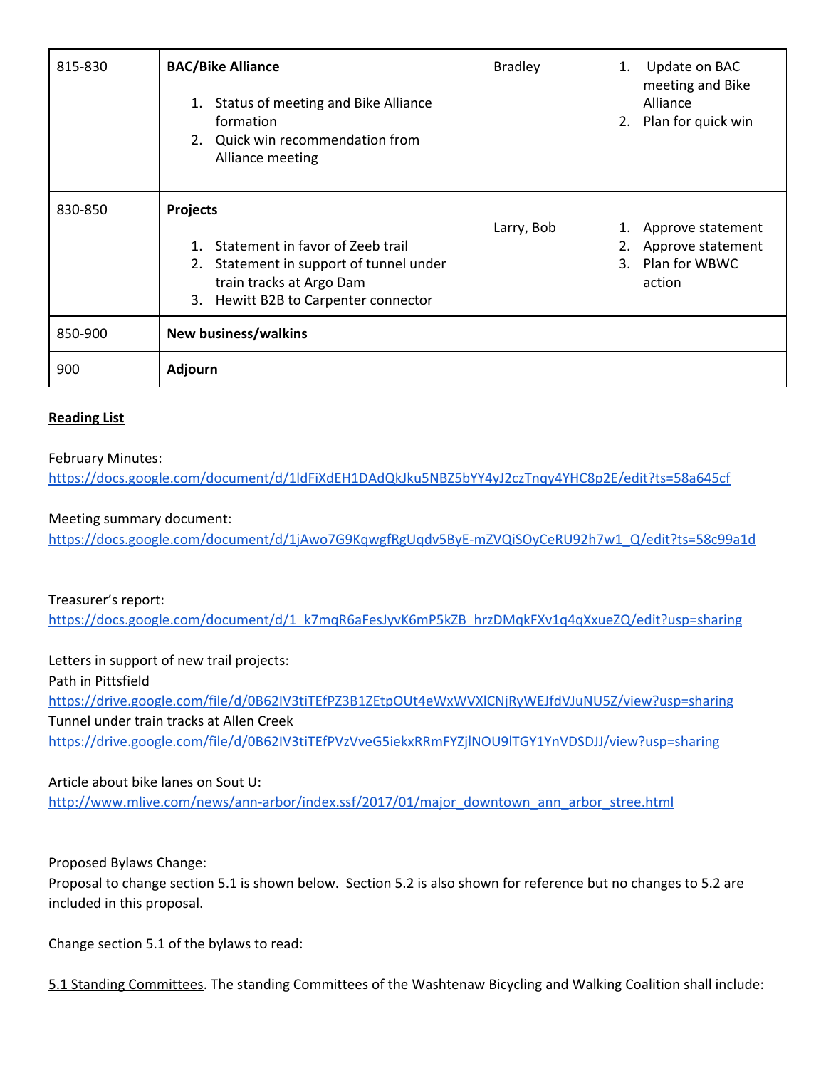| | | | | |
|---|---|---|---|---|
| 815-830 | **BAC/Bike Alliance**<br><br>1. Status of meeting and Bike Alliance formation<br>2. Quick win recommendation from Alliance meeting | | Bradley | 1. Update on BAC meeting and Bike Alliance<br>2. Plan for quick win |
| 830-850 | **Projects**<br><br>1. Statement in favor of Zeeb trail<br>2. Statement in support of tunnel under train tracks at Argo Dam<br>3. Hewitt B2B to Carpenter connector | | Larry, Bob | 1. Approve statement<br>2. Approve statement<br>3. Plan for WBWC action |
| 850-900 | **New business/walkins** | | | |
| 900 | **Adjourn** | | | |

**Reading List**

February Minutes:
https://docs.google.com/document/d/1ldFiXdEH1DAdQkJku5NBZ5bYY4yJ2czTnqy4YHC8p2E/edit?ts=58a645cf

Meeting summary document:
https://docs.google.com/document/d/1jAwo7G9KqwgfRgUqdv5ByE-mZVQiSOyCeRU92h7w1_Q/edit?ts=58c99a1d

Treasurer's report:
https://docs.google.com/document/d/1_k7mqR6aFesJyvK6mP5kZB_hrzDMqkFXv1q4qXxueZQ/edit?usp=sharing

Letters in support of new trail projects:
Path in Pittsfield
https://drive.google.com/file/d/0B62IV3tiTEfPZ3B1ZEtpOUt4eWxWVXlCNjRyWEJfdVJuNU5Z/view?usp=sharing
Tunnel under train tracks at Allen Creek
https://drive.google.com/file/d/0B62IV3tiTEfPVzVveG5iekxRRmFYZjlNOU9lTGY1YnVDSDJJ/view?usp=sharing

Article about bike lanes on Sout U:
http://www.mlive.com/news/ann-arbor/index.ssf/2017/01/major_downtown_ann_arbor_stree.html

Proposed Bylaws Change:
Proposal to change section 5.1 is shown below. Section 5.2 is also shown for reference but no changes to 5.2 are included in this proposal.

Change section 5.1 of the bylaws to read:

5.1 Standing Committees. The standing Committees of the Washtenaw Bicycling and Walking Coalition shall include: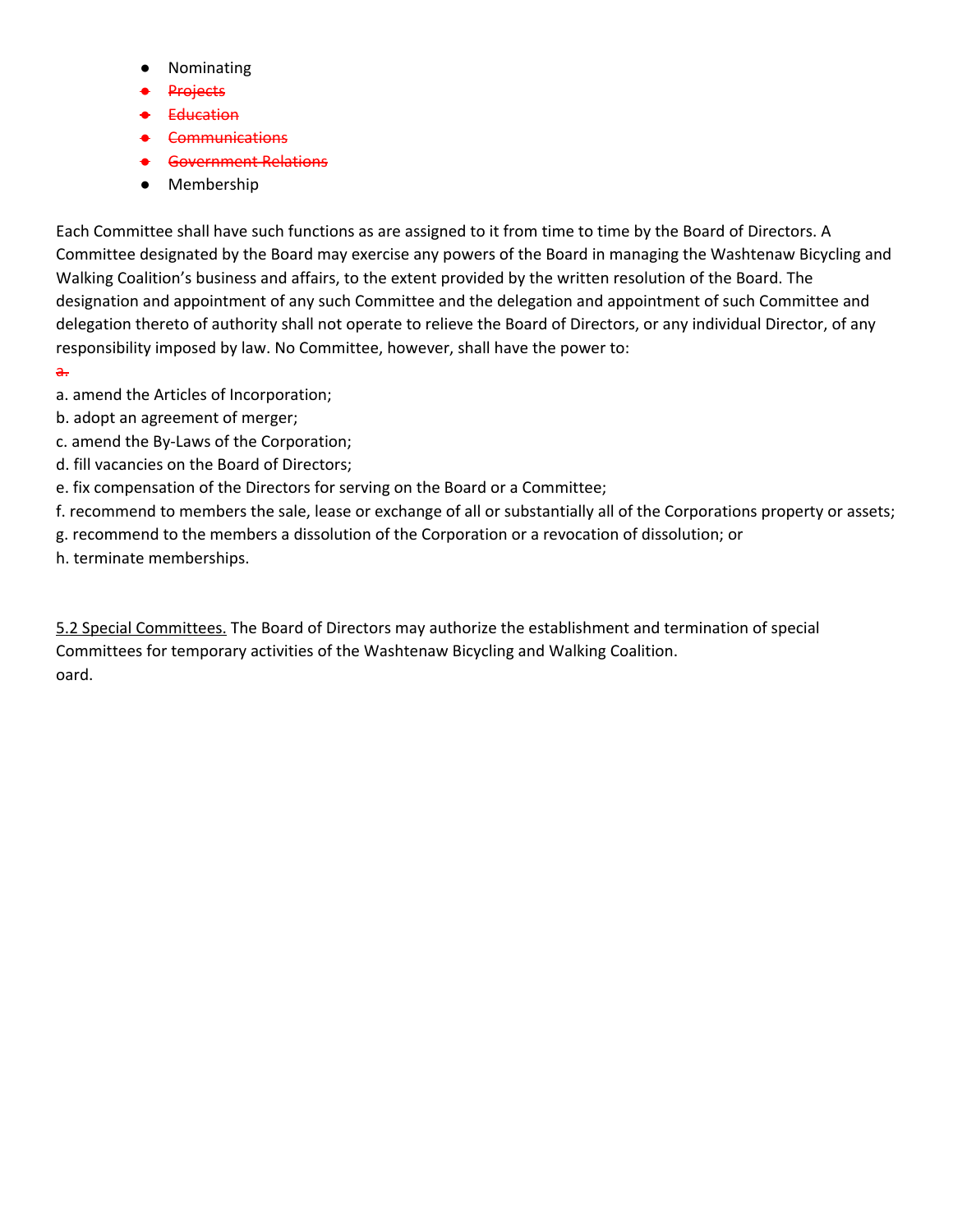- Nominating
- ~~Projects~~
- ~~Education~~
- ~~Communications~~
- ~~Government Relations~~
- Membership

Each Committee shall have such functions as are assigned to it from time to time by the Board of Directors. A Committee designated by the Board may exercise any powers of the Board in managing the Washtenaw Bicycling and Walking Coalition's business and affairs, to the extent provided by the written resolution of the Board. The designation and appointment of any such Committee and the delegation and appointment of such Committee and delegation thereto of authority shall not operate to relieve the Board of Directors, or any individual Director, of any responsibility imposed by law. No Committee, however, shall have the power to:

~~a.~~

a. amend the Articles of Incorporation;

b. adopt an agreement of merger;

c. amend the By-Laws of the Corporation;

d. fill vacancies on the Board of Directors;

e. fix compensation of the Directors for serving on the Board or a Committee;

f. recommend to members the sale, lease or exchange of all or substantially all of the Corporations property or assets;

g. recommend to the members a dissolution of the Corporation or a revocation of dissolution; or

h. terminate memberships.

5.2 Special Committees. The Board of Directors may authorize the establishment and termination of special Committees for temporary activities of the Washtenaw Bicycling and Walking Coalition.

oard.